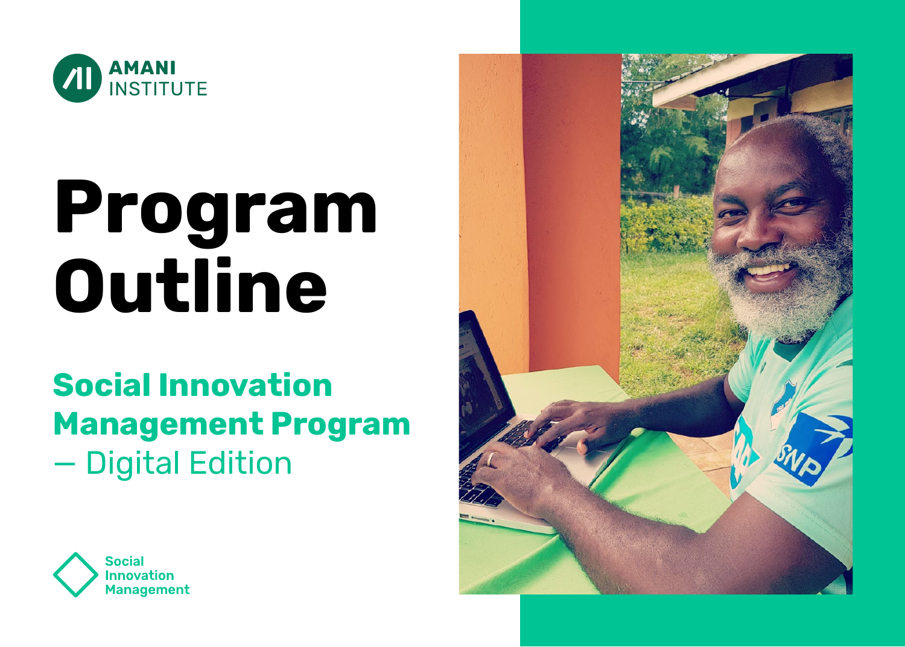AMANI INSTITUTE

# Program Outline

## Social Innovation Management Program – Digital Edition

Social Innovation Management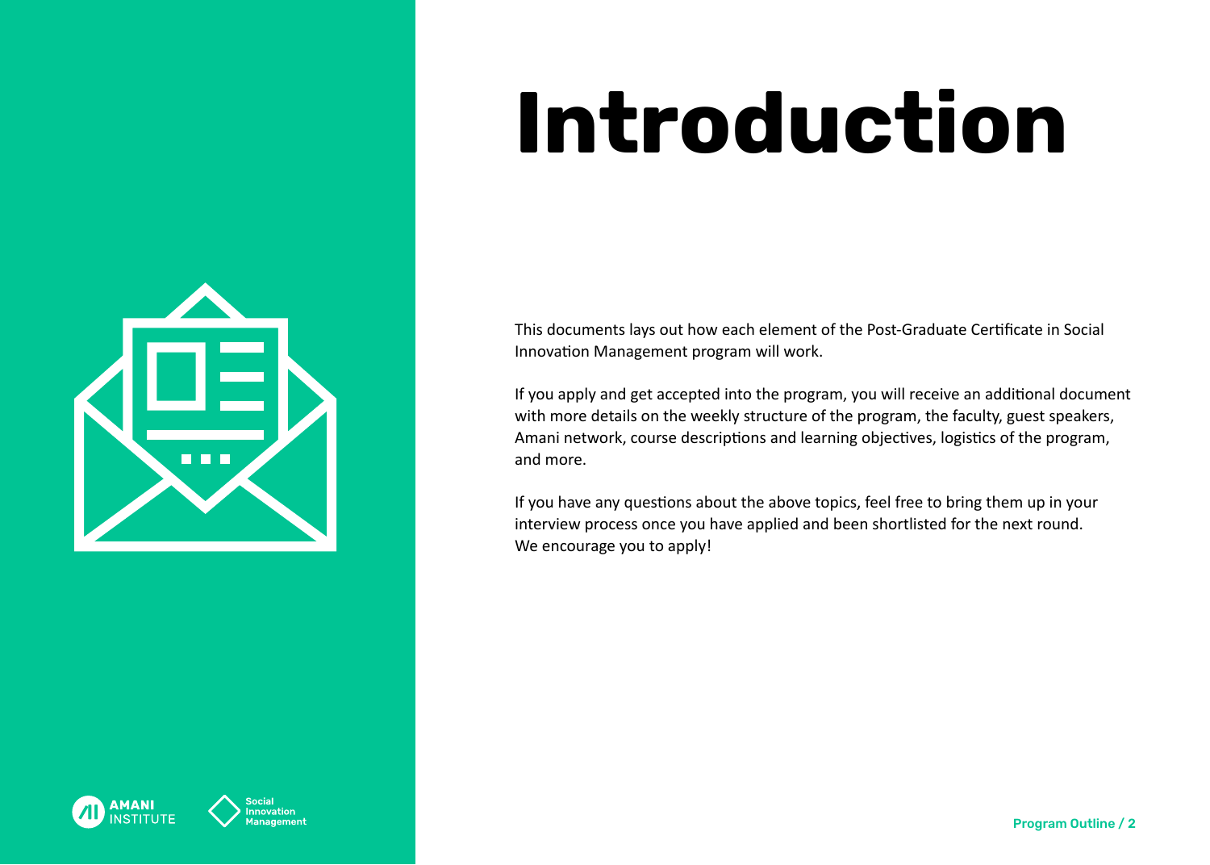# Introduction

This documents lays out how each element of the Post-Graduate Certificate in Social Innovation Management program will work.

If you apply and get accepted into the program, you will receive an additional document with more details on the weekly structure of the program, the faculty, guest speakers, Amani network, course descriptions and learning objectives, logistics of the program, and more.

If you have any questions about the above topics, feel free to bring them up in your interview process once you have applied and been shortlisted for the next round. We encourage you to apply!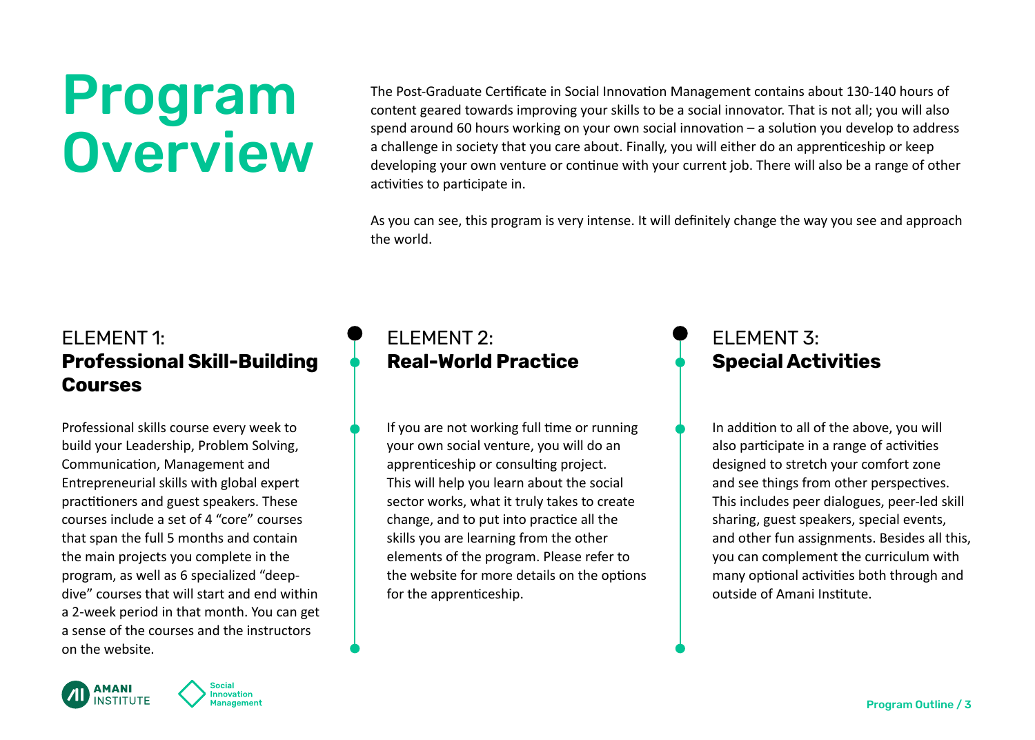# Program Overview

The Post-Graduate Certificate in Social Innovation Management contains about 130-140 hours of content geared towards improving your skills to be a social innovator. That is not all; you will also spend around 60 hours working on your own social innovation – a solution you develop to address a challenge in society that you care about. Finally, you will either do an apprenticeship or keep developing your own venture or continue with your current job. There will also be a range of other activities to participate in.

As you can see, this program is very intense. It will definitely change the way you see and approach the world.

## ELEMENT 1: **Professional Skill-Building Courses**

Professional skills course every week to build your Leadership, Problem Solving, Communication, Management and Entrepreneurial skills with global expert practitioners and guest speakers. These courses include a set of 4 "core" courses that span the full 5 months and contain the main projects you complete in the program, as well as 6 specialized "deep-dive" courses that will start and end within a 2-week period in that month. You can get a sense of the courses and the instructors on the website.

## ELEMENT 2: **Real-World Practice**

If you are not working full time or running your own social venture, you will do an apprenticeship or consulting project. This will help you learn about the social sector works, what it truly takes to create change, and to put into practice all the skills you are learning from the other elements of the program. Please refer to the website for more details on the options for the apprenticeship.

## ELEMENT 3: **Special Activities**

In addition to all of the above, you will also participate in a range of activities designed to stretch your comfort zone and see things from other perspectives. This includes peer dialogues, peer-led skill sharing, guest speakers, special events, and other fun assignments. Besides all this, you can complement the curriculum with many optional activities both through and outside of Amani Institute.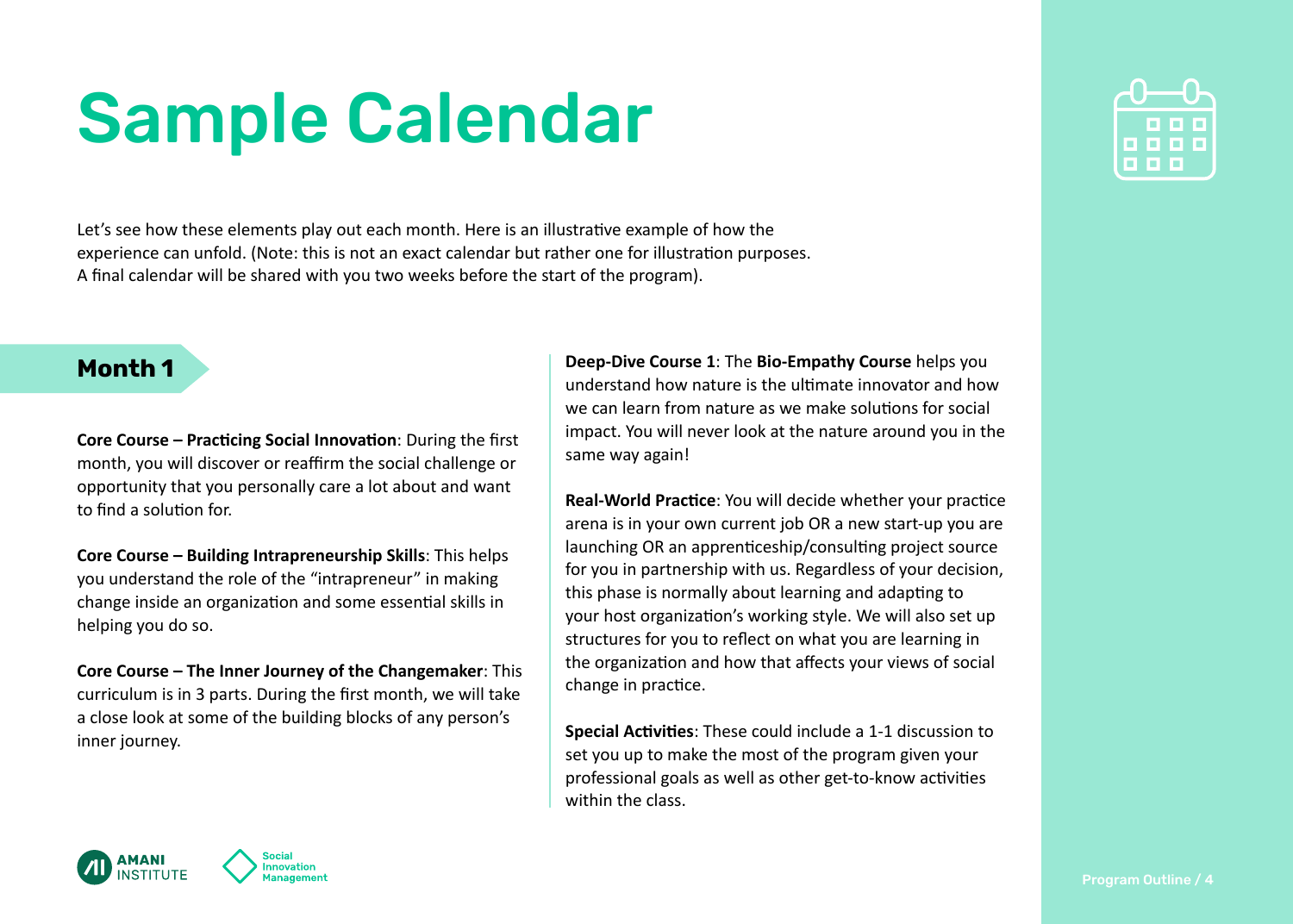# Sample Calendar

Let's see how these elements play out each month. Here is an illustrative example of how the experience can unfold. (Note: this is not an exact calendar but rather one for illustration purposes. A final calendar will be shared with you two weeks before the start of the program).

## Month 1

**Core Course – Practicing Social Innovation**: During the first month, you will discover or reaffirm the social challenge or opportunity that you personally care a lot about and want to find a solution for.

**Core Course – Building Intrapreneurship Skills**: This helps you understand the role of the "intrapreneur" in making change inside an organization and some essential skills in helping you do so.

**Core Course – The Inner Journey of the Changemaker**: This curriculum is in 3 parts. During the first month, we will take a close look at some of the building blocks of any person's inner journey.

**Deep-Dive Course 1**: The **Bio-Empathy Course** helps you understand how nature is the ultimate innovator and how we can learn from nature as we make solutions for social impact. You will never look at the nature around you in the same way again!

**Real-World Practice**: You will decide whether your practice arena is in your own current job OR a new start-up you are launching OR an apprenticeship/consulting project source for you in partnership with us. Regardless of your decision, this phase is normally about learning and adapting to your host organization's working style. We will also set up structures for you to reflect on what you are learning in the organization and how that affects your views of social change in practice.

**Special Activities**: These could include a 1-1 discussion to set you up to make the most of the program given your professional goals as well as other get-to-know activities within the class.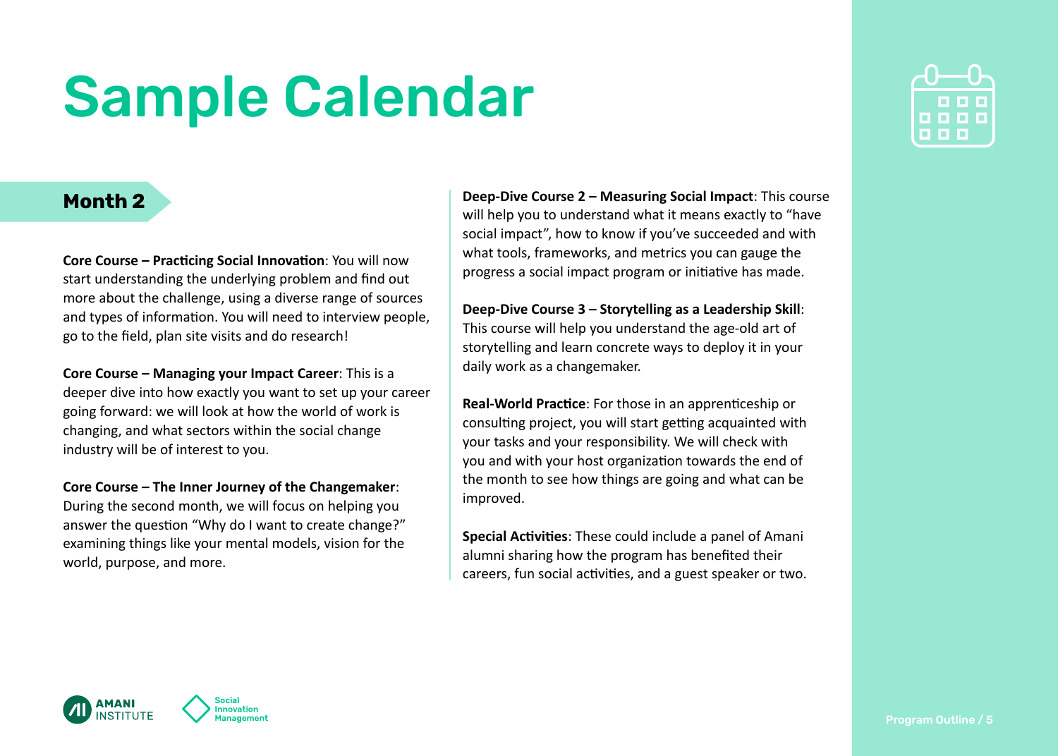# Sample Calendar

## Month 2

**Core Course – Practicing Social Innovation**: You will now start understanding the underlying problem and find out more about the challenge, using a diverse range of sources and types of information. You will need to interview people, go to the field, plan site visits and do research!

**Core Course – Managing your Impact Career**: This is a deeper dive into how exactly you want to set up your career going forward: we will look at how the world of work is changing, and what sectors within the social change industry will be of interest to you.

**Core Course – The Inner Journey of the Changemaker**: During the second month, we will focus on helping you answer the question "Why do I want to create change?" examining things like your mental models, vision for the world, purpose, and more.

**Deep-Dive Course 2 – Measuring Social Impact**: This course will help you to understand what it means exactly to "have social impact", how to know if you've succeeded and with what tools, frameworks, and metrics you can gauge the progress a social impact program or initiative has made.

**Deep-Dive Course 3 – Storytelling as a Leadership Skill**: This course will help you understand the age-old art of storytelling and learn concrete ways to deploy it in your daily work as a changemaker.

**Real-World Practice**: For those in an apprenticeship or consulting project, you will start getting acquainted with your tasks and your responsibility. We will check with you and with your host organization towards the end of the month to see how things are going and what can be improved.

**Special Activities**: These could include a panel of Amani alumni sharing how the program has benefited their careers, fun social activities, and a guest speaker or two.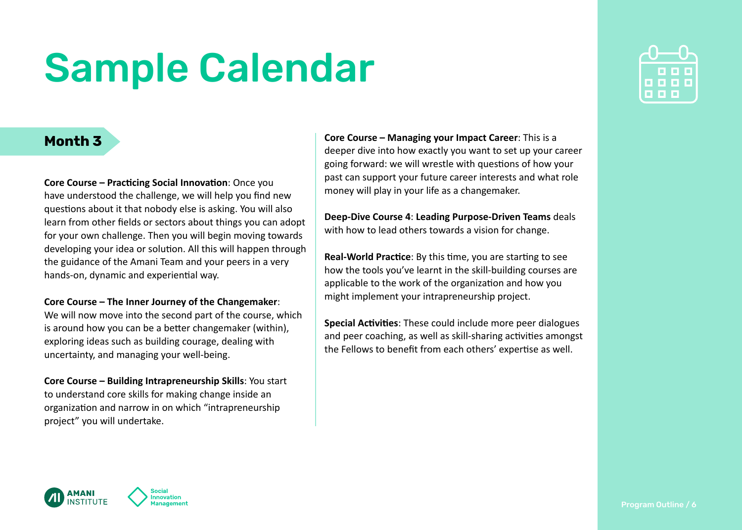# Sample Calendar

## Month 3

**Core Course – Practicing Social Innovation**: Once you have understood the challenge, we will help you find new questions about it that nobody else is asking. You will also learn from other fields or sectors about things you can adopt for your own challenge. Then you will begin moving towards developing your idea or solution. All this will happen through the guidance of the Amani Team and your peers in a very hands-on, dynamic and experiential way.

**Core Course – The Inner Journey of the Changemaker**: We will now move into the second part of the course, which is around how you can be a better changemaker (within), exploring ideas such as building courage, dealing with uncertainty, and managing your well-being.

**Core Course – Building Intrapreneurship Skills**: You start to understand core skills for making change inside an organization and narrow in on which "intrapreneurship project" you will undertake.

**Core Course – Managing your Impact Career**: This is a deeper dive into how exactly you want to set up your career going forward: we will wrestle with questions of how your past can support your future career interests and what role money will play in your life as a changemaker.

**Deep-Dive Course 4**: **Leading Purpose-Driven Teams** deals with how to lead others towards a vision for change.

**Real-World Practice**: By this time, you are starting to see how the tools you've learnt in the skill-building courses are applicable to the work of the organization and how you might implement your intrapreneurship project.

**Special Activities**: These could include more peer dialogues and peer coaching, as well as skill-sharing activities amongst the Fellows to benefit from each others' expertise as well.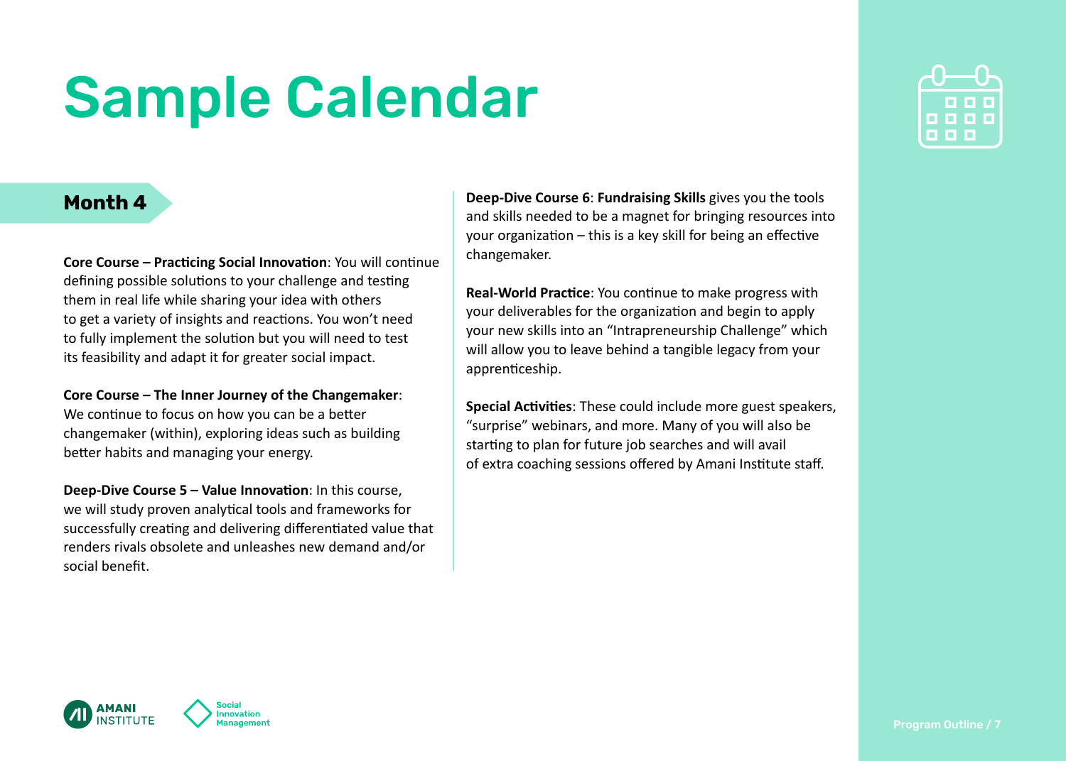# Sample Calendar

## Month 4

**Core Course – Practicing Social Innovation**: You will continue defining possible solutions to your challenge and testing them in real life while sharing your idea with others to get a variety of insights and reactions. You won't need to fully implement the solution but you will need to test its feasibility and adapt it for greater social impact.

**Core Course – The Inner Journey of the Changemaker**: We continue to focus on how you can be a better changemaker (within), exploring ideas such as building better habits and managing your energy.

**Deep-Dive Course 5 – Value Innovation**: In this course, we will study proven analytical tools and frameworks for successfully creating and delivering differentiated value that renders rivals obsolete and unleashes new demand and/or social benefit.

**Deep-Dive Course 6**: **Fundraising Skills** gives you the tools and skills needed to be a magnet for bringing resources into your organization – this is a key skill for being an effective changemaker.

**Real-World Practice**: You continue to make progress with your deliverables for the organization and begin to apply your new skills into an "Intrapreneurship Challenge" which will allow you to leave behind a tangible legacy from your apprenticeship.

**Special Activities**: These could include more guest speakers, "surprise" webinars, and more. Many of you will also be starting to plan for future job searches and will avail of extra coaching sessions offered by Amani Institute staff.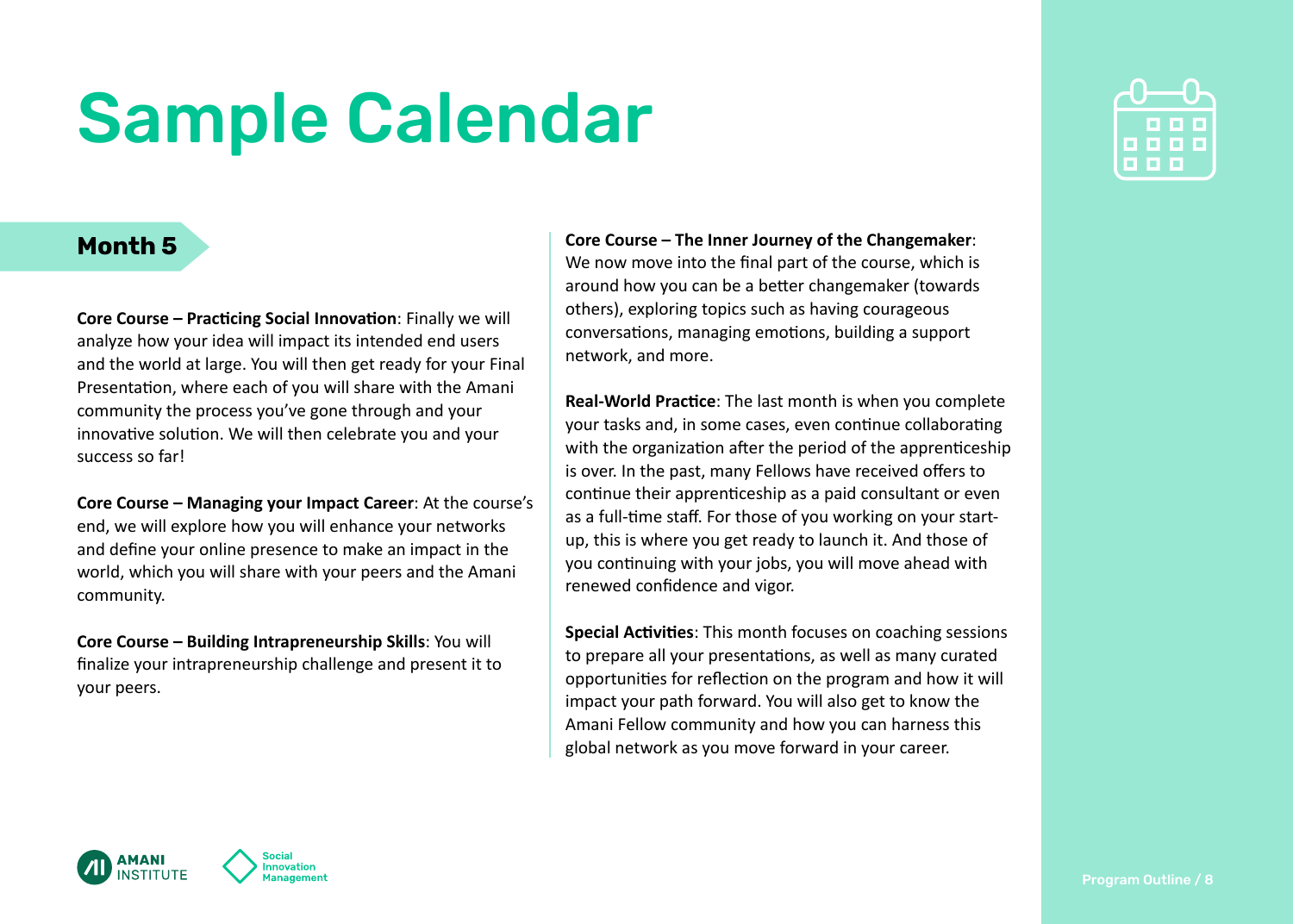# Sample Calendar

## Month 5

**Core Course – Practicing Social Innovation**: Finally we will analyze how your idea will impact its intended end users and the world at large. You will then get ready for your Final Presentation, where each of you will share with the Amani community the process you've gone through and your innovative solution. We will then celebrate you and your success so far!

**Core Course – Managing your Impact Career**: At the course's end, we will explore how you will enhance your networks and define your online presence to make an impact in the world, which you will share with your peers and the Amani community.

**Core Course – Building Intrapreneurship Skills**: You will finalize your intrapreneurship challenge and present it to your peers.

**Core Course – The Inner Journey of the Changemaker**: We now move into the final part of the course, which is around how you can be a better changemaker (towards others), exploring topics such as having courageous conversations, managing emotions, building a support network, and more.

**Real-World Practice**: The last month is when you complete your tasks and, in some cases, even continue collaborating with the organization after the period of the apprenticeship is over. In the past, many Fellows have received offers to continue their apprenticeship as a paid consultant or even as a full-time staff. For those of you working on your start-up, this is where you get ready to launch it. And those of you continuing with your jobs, you will move ahead with renewed confidence and vigor.

**Special Activities**: This month focuses on coaching sessions to prepare all your presentations, as well as many curated opportunities for reflection on the program and how it will impact your path forward. You will also get to know the Amani Fellow community and how you can harness this global network as you move forward in your career.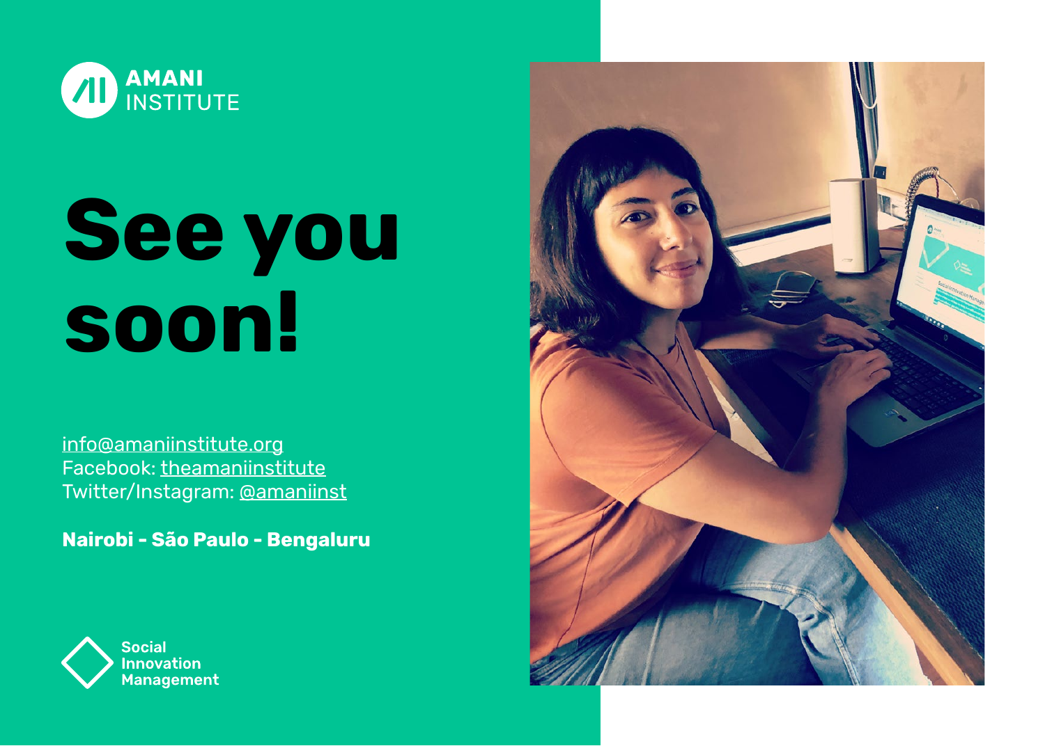AMANI INSTITUTE

# See you soon!

info@amaniinstitute.org
Facebook: theamaniinstitute
Twitter/Instagram: @amaniinst

**Nairobi - São Paulo - Bengaluru**

Social Innovation Management